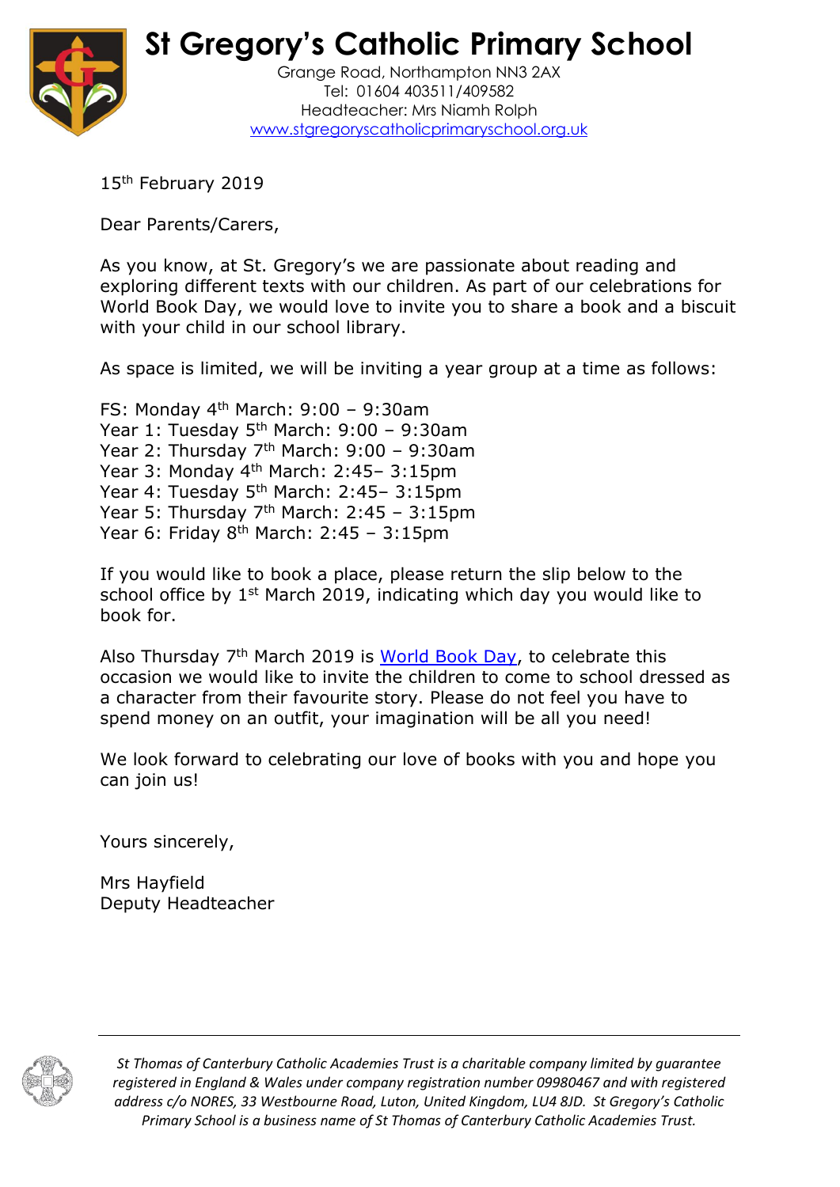# St Gregory's Catholic Primary School

Grange Road, Northampton NN3 2AX
Tel: 01604 403511/409582
Headteacher: Mrs Niamh Rolph
www.stgregoryscatholicprimaryschool.org.uk

15th February 2019

Dear Parents/Carers,

As you know, at St. Gregory's we are passionate about reading and exploring different texts with our children. As part of our celebrations for World Book Day, we would love to invite you to share a book and a biscuit with your child in our school library.

As space is limited, we will be inviting a year group at a time as follows:

FS: Monday 4th March: 9:00 – 9:30am
Year 1: Tuesday 5th March: 9:00 – 9:30am
Year 2: Thursday 7th March: 9:00 – 9:30am
Year 3: Monday 4th March: 2:45– 3:15pm
Year 4: Tuesday 5th March: 2:45– 3:15pm
Year 5: Thursday 7th March: 2:45 – 3:15pm
Year 6: Friday 8th March: 2:45 – 3:15pm

If you would like to book a place, please return the slip below to the school office by 1st March 2019, indicating which day you would like to book for.

Also Thursday 7th March 2019 is World Book Day, to celebrate this occasion we would like to invite the children to come to school dressed as a character from their favourite story. Please do not feel you have to spend money on an outfit, your imagination will be all you need!

We look forward to celebrating our love of books with you and hope you can join us!

Yours sincerely,

Mrs Hayfield
Deputy Headteacher

*St Thomas of Canterbury Catholic Academies Trust is a charitable company limited by guarantee registered in England & Wales under company registration number 09980467 and with registered address c/o NORES, 33 Westbourne Road, Luton, United Kingdom, LU4 8JD. St Gregory's Catholic Primary School is a business name of St Thomas of Canterbury Catholic Academies Trust.*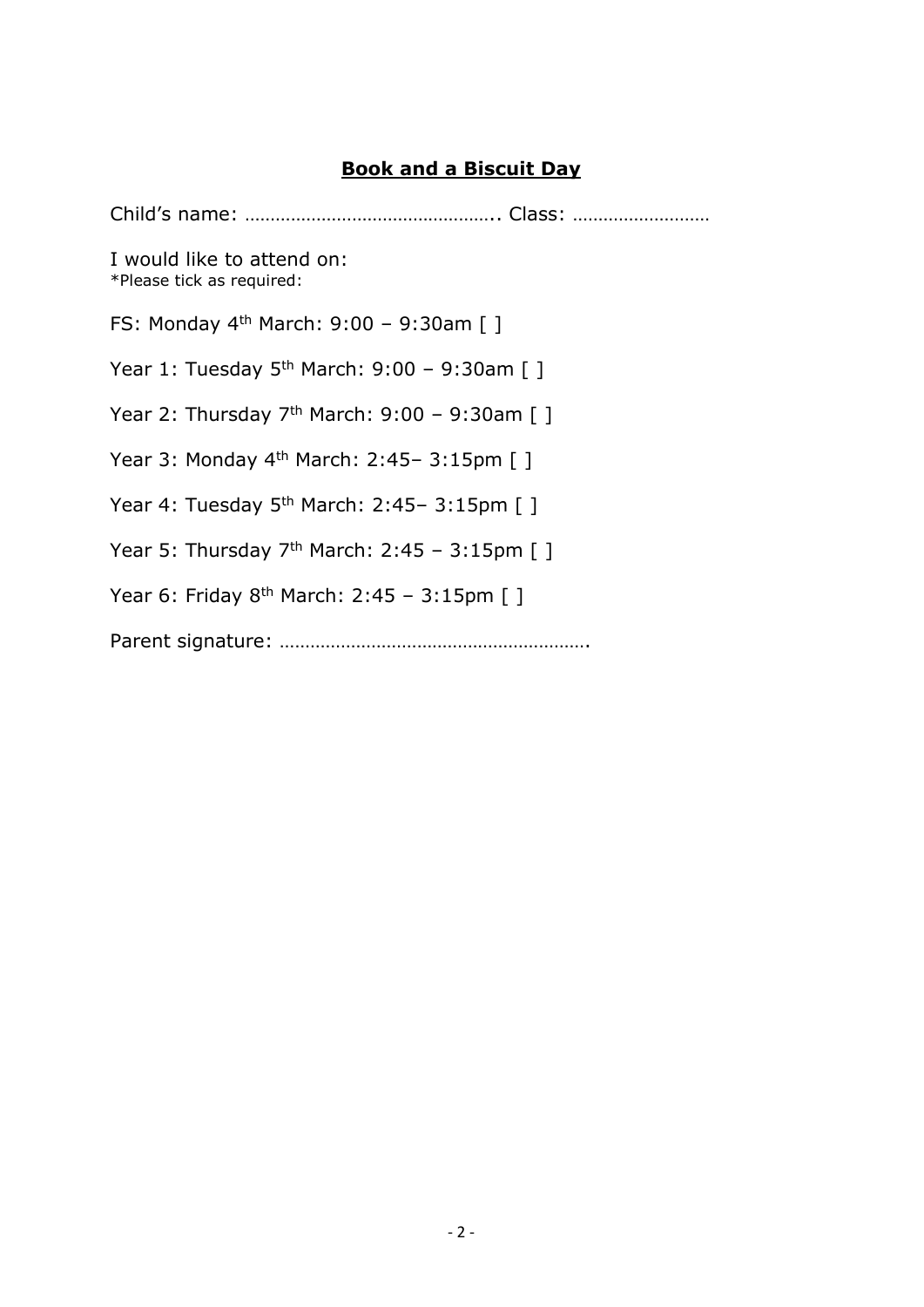**Book and a Biscuit Day**

Child's name: ………………………………………….. Class: ………………………

I would like to attend on:
*Please tick as required:

FS: Monday 4th March: 9:00 – 9:30am [ ]

Year 1: Tuesday 5th March: 9:00 – 9:30am [ ]

Year 2: Thursday 7th March: 9:00 – 9:30am [ ]

Year 3: Monday 4th March: 2:45– 3:15pm [ ]

Year 4: Tuesday 5th March: 2:45– 3:15pm [ ]

Year 5: Thursday 7th March: 2:45 – 3:15pm [ ]

Year 6: Friday 8th March: 2:45 – 3:15pm [ ]

Parent signature: …………………………………………………….